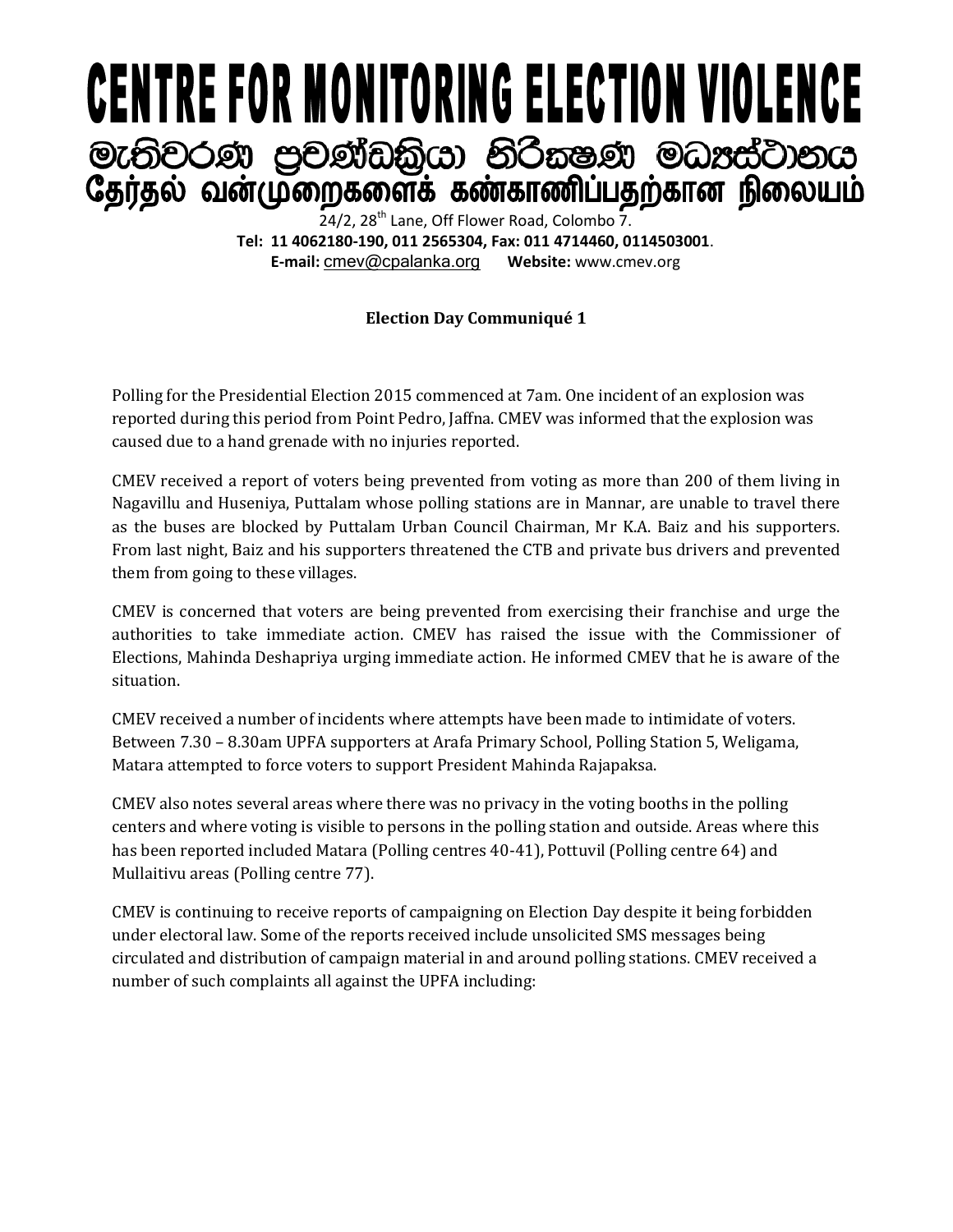# CENTRE FOR MONITORING ELECTION VIOLENCE

## මැතිවරණ ප්‍රචණ්ඩක්‍රියා නිරීක්ෂණ මධ්‍යස්ථානය

## தேர்தல் வன்முறைகளைக் கண்காணிப்பதற்கான நிலையம்

24/2, 28th Lane, Off Flower Road, Colombo 7.
**Tel: 11 4062180-190, 011 2565304, Fax: 011 4714460, 0114503001**.
**E-mail:** cmev@cpalanka.org **Website:** www.cmev.org

**Election Day Communiqué 1**

Polling for the Presidential Election 2015 commenced at 7am. One incident of an explosion was reported during this period from Point Pedro, Jaffna. CMEV was informed that the explosion was caused due to a hand grenade with no injuries reported.

CMEV received a report of voters being prevented from voting as more than 200 of them living in Nagavillu and Huseniya, Puttalam whose polling stations are in Mannar, are unable to travel there as the buses are blocked by Puttalam Urban Council Chairman, Mr K.A. Baiz and his supporters. From last night, Baiz and his supporters threatened the CTB and private bus drivers and prevented them from going to these villages.

CMEV is concerned that voters are being prevented from exercising their franchise and urge the authorities to take immediate action. CMEV has raised the issue with the Commissioner of Elections, Mahinda Deshapriya urging immediate action. He informed CMEV that he is aware of the situation.

CMEV received a number of incidents where attempts have been made to intimidate of voters. Between 7.30 – 8.30am UPFA supporters at Arafa Primary School, Polling Station 5, Weligama, Matara attempted to force voters to support President Mahinda Rajapaksa.

CMEV also notes several areas where there was no privacy in the voting booths in the polling centers and where voting is visible to persons in the polling station and outside. Areas where this has been reported included Matara (Polling centres 40-41), Pottuvil (Polling centre 64) and Mullaitivu areas (Polling centre 77).

CMEV is continuing to receive reports of campaigning on Election Day despite it being forbidden under electoral law. Some of the reports received include unsolicited SMS messages being circulated and distribution of campaign material in and around polling stations. CMEV received a number of such complaints all against the UPFA including: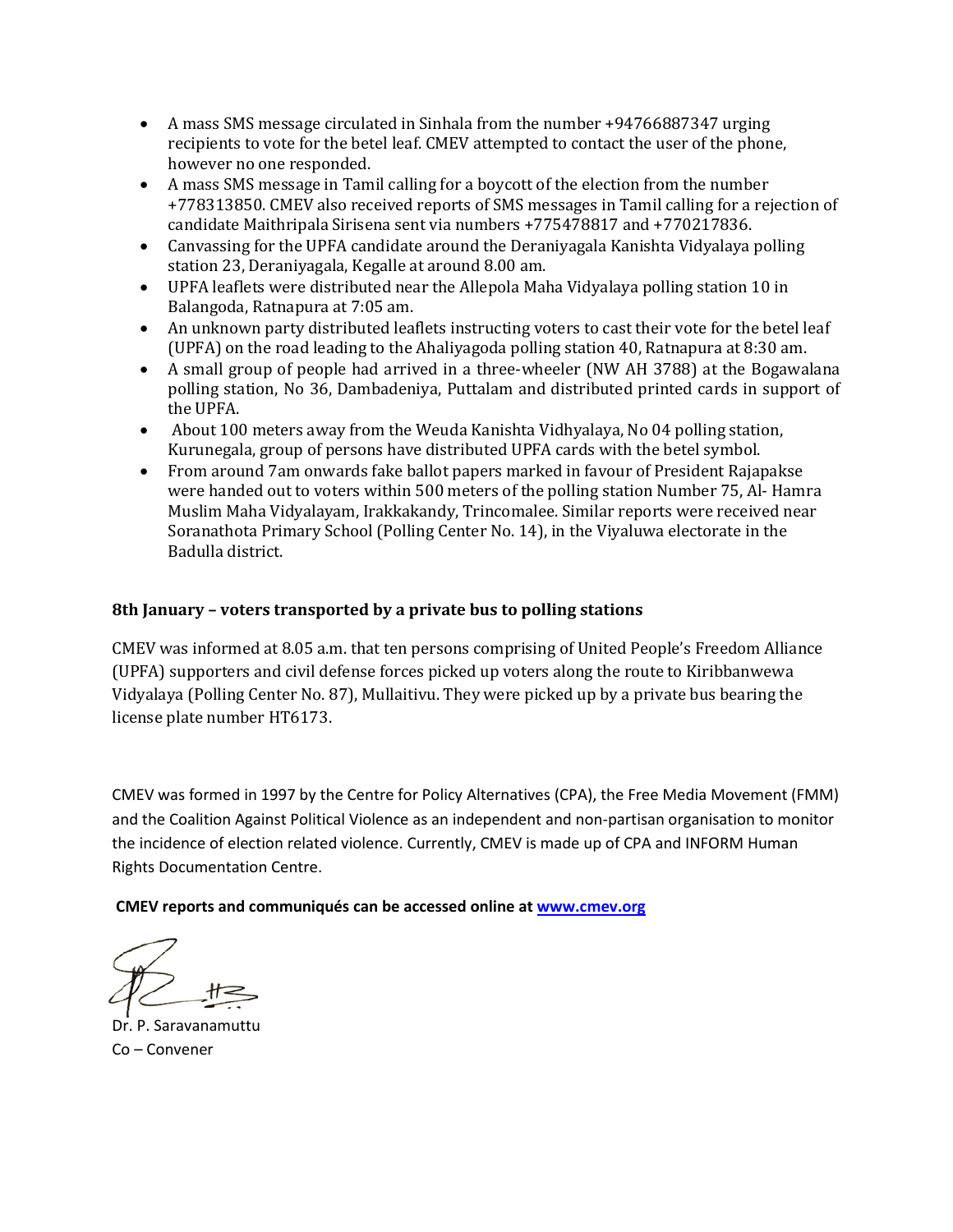- A mass SMS message circulated in Sinhala from the number +94766887347 urging recipients to vote for the betel leaf. CMEV attempted to contact the user of the phone, however no one responded.
- A mass SMS message in Tamil calling for a boycott of the election from the number +778313850. CMEV also received reports of SMS messages in Tamil calling for a rejection of candidate Maithripala Sirisena sent via numbers +775478817 and +770217836.
- Canvassing for the UPFA candidate around the Deraniyagala Kanishta Vidyalaya polling station 23, Deraniyagala, Kegalle at around 8.00 am.
- UPFA leaflets were distributed near the Allepola Maha Vidyalaya polling station 10 in Balangoda, Ratnapura at 7:05 am.
- An unknown party distributed leaflets instructing voters to cast their vote for the betel leaf (UPFA) on the road leading to the Ahaliyagoda polling station 40, Ratnapura at 8:30 am.
- A small group of people had arrived in a three-wheeler (NW AH 3788) at the Bogawalana polling station, No 36, Dambadeniya, Puttalam and distributed printed cards in support of the UPFA.
- About 100 meters away from the Weuda Kanishta Vidhyalaya, No 04 polling station, Kurunegala, group of persons have distributed UPFA cards with the betel symbol.
- From around 7am onwards fake ballot papers marked in favour of President Rajapakse were handed out to voters within 500 meters of the polling station Number 75, Al- Hamra Muslim Maha Vidyalayam, Irakkakandy, Trincomalee. Similar reports were received near Soranathota Primary School (Polling Center No. 14), in the Viyaluwa electorate in the Badulla district.

### 8th January – voters transported by a private bus to polling stations

CMEV was informed at 8.05 a.m. that ten persons comprising of United People's Freedom Alliance (UPFA) supporters and civil defense forces picked up voters along the route to Kiribbanwewa Vidyalaya (Polling Center No. 87), Mullaitivu. They were picked up by a private bus bearing the license plate number HT6173.

CMEV was formed in 1997 by the Centre for Policy Alternatives (CPA), the Free Media Movement (FMM) and the Coalition Against Political Violence as an independent and non-partisan organisation to monitor the incidence of election related violence. Currently, CMEV is made up of CPA and INFORM Human Rights Documentation Centre.

**CMEV reports and communiqués can be accessed online at [www.cmev.org](http://www.cmev.org)**

Dr. P. Saravanamuttu
Co – Convener